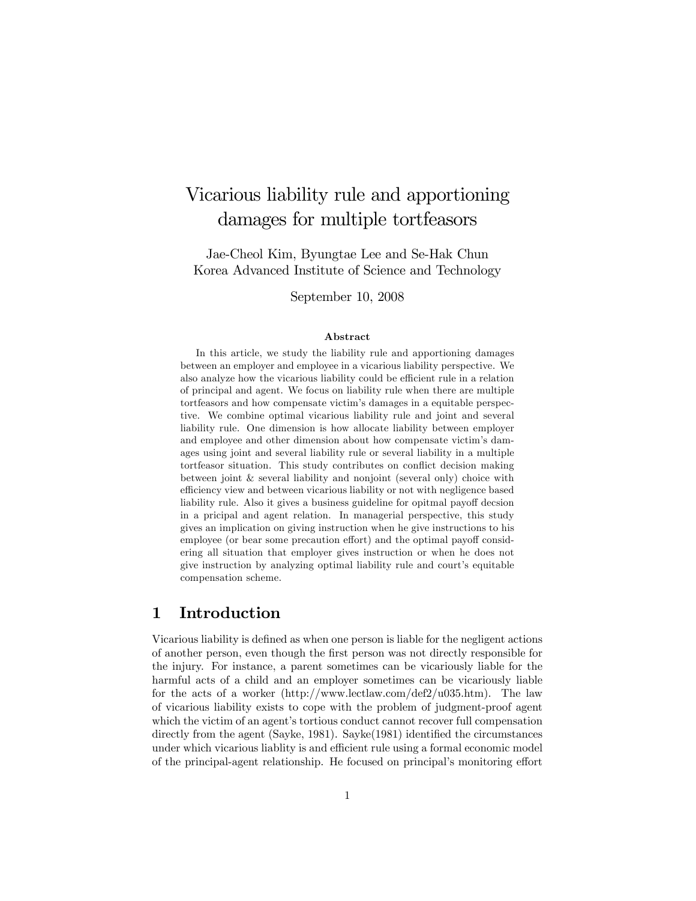# Vicarious liability rule and apportioning damages for multiple tortfeasors

Jae-Cheol Kim, Byungtae Lee and Se-Hak Chun
Korea Advanced Institute of Science and Technology

September 10, 2008

**Abstract**

In this article, we study the liability rule and apportioning damages between an employer and employee in a vicarious liability perspective. We also analyze how the vicarious liability could be efficient rule in a relation of principal and agent. We focus on liability rule when there are multiple tortfeasors and how compensate victim's damages in a equitable perspective. We combine optimal vicarious liability rule and joint and several liability rule. One dimension is how allocate liability between employer and employee and other dimension about how compensate victim's damages using joint and several liability rule or several liability in a multiple tortfeasor situation. This study contributes on conflict decision making between joint & several liability and nonjoint (several only) choice with efficiency view and between vicarious liability or not with negligence based liability rule. Also it gives a business guideline for opitmal payoff decsion in a pricipal and agent relation. In managerial perspective, this study gives an implication on giving instruction when he give instructions to his employee (or bear some precaution effort) and the optimal payoff considering all situation that employer gives instruction or when he does not give instruction by analyzing optimal liability rule and court's equitable compensation scheme.

## 1 Introduction

Vicarious liability is defined as when one person is liable for the negligent actions of another person, even though the first person was not directly responsible for the injury. For instance, a parent sometimes can be vicariously liable for the harmful acts of a child and an employer sometimes can be vicariously liable for the acts of a worker (http://www.lectlaw.com/def2/u035.htm). The law of vicarious liability exists to cope with the problem of judgment-proof agent which the victim of an agent's tortious conduct cannot recover full compensation directly from the agent (Sayke, 1981). Sayke(1981) identified the circumstances under which vicarious liablity is and efficient rule using a formal economic model of the principal-agent relationship. He focused on principal's monitoring effort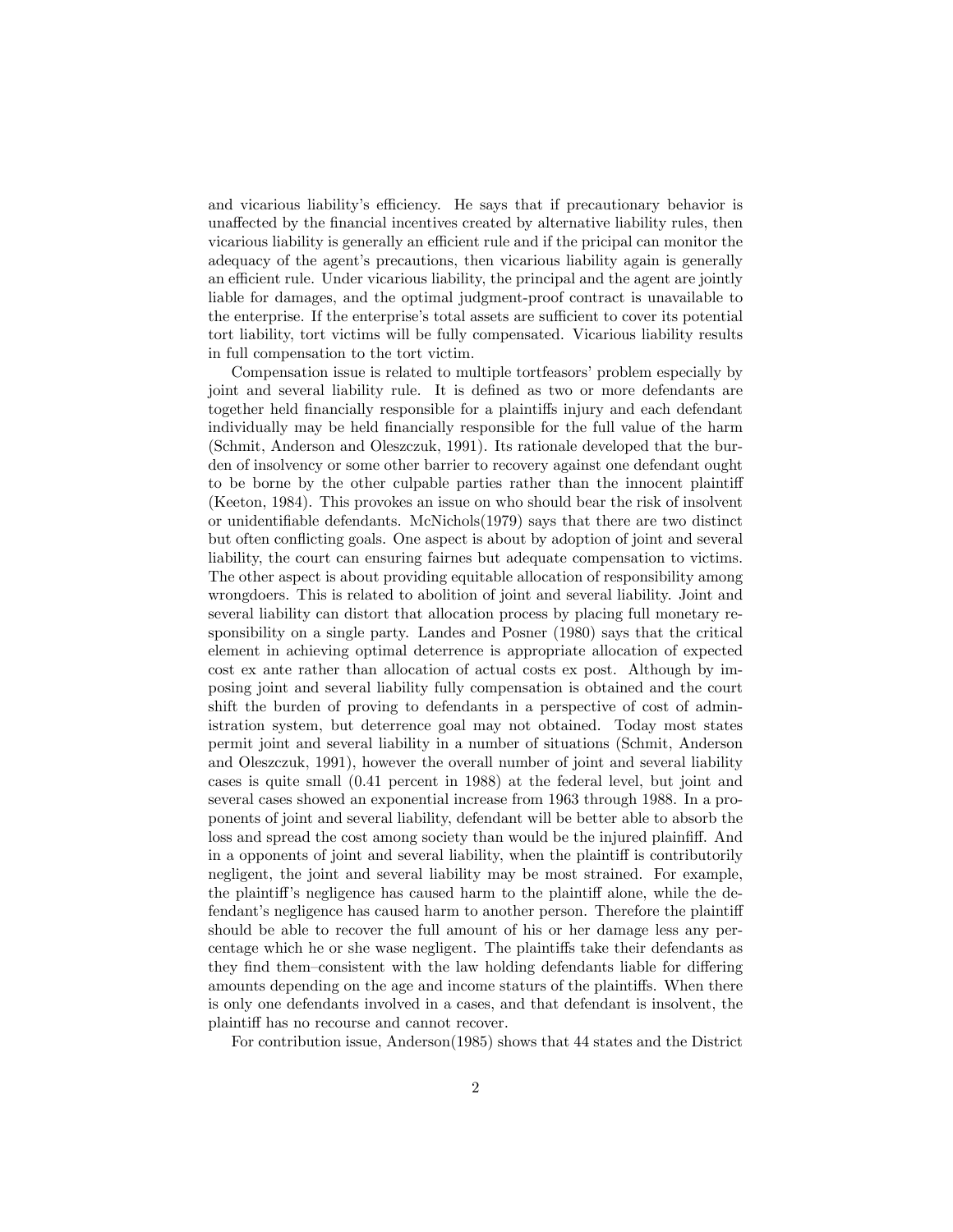and vicarious liability's efficiency. He says that if precautionary behavior is unaffected by the financial incentives created by alternative liability rules, then vicarious liability is generally an efficient rule and if the pricipal can monitor the adequacy of the agent's precautions, then vicarious liability again is generally an efficient rule. Under vicarious liability, the principal and the agent are jointly liable for damages, and the optimal judgment-proof contract is unavailable to the enterprise. If the enterprise's total assets are sufficient to cover its potential tort liability, tort victims will be fully compensated. Vicarious liability results in full compensation to the tort victim.

Compensation issue is related to multiple tortfeasors' problem especially by joint and several liability rule. It is defined as two or more defendants are together held financially responsible for a plaintiffs injury and each defendant individually may be held financially responsible for the full value of the harm (Schmit, Anderson and Oleszczuk, 1991). Its rationale developed that the burden of insolvency or some other barrier to recovery against one defendant ought to be borne by the other culpable parties rather than the innocent plaintiff (Keeton, 1984). This provokes an issue on who should bear the risk of insolvent or unidentifiable defendants. McNichols(1979) says that there are two distinct but often conflicting goals. One aspect is about by adoption of joint and several liability, the court can ensuring fairnes but adequate compensation to victims. The other aspect is about providing equitable allocation of responsibility among wrongdoers. This is related to abolition of joint and several liability. Joint and several liability can distort that allocation process by placing full monetary responsibility on a single party. Landes and Posner (1980) says that the critical element in achieving optimal deterrence is appropriate allocation of expected cost ex ante rather than allocation of actual costs ex post. Although by imposing joint and several liability fully compensation is obtained and the court shift the burden of proving to defendants in a perspective of cost of administration system, but deterrence goal may not obtained. Today most states permit joint and several liability in a number of situations (Schmit, Anderson and Oleszczuk, 1991), however the overall number of joint and several liability cases is quite small (0.41 percent in 1988) at the federal level, but joint and several cases showed an exponential increase from 1963 through 1988. In a proponents of joint and several liability, defendant will be better able to absorb the loss and spread the cost among society than would be the injured plainfiff. And in a opponents of joint and several liability, when the plaintiff is contributorily negligent, the joint and several liability may be most strained. For example, the plaintiff's negligence has caused harm to the plaintiff alone, while the defendant's negligence has caused harm to another person. Therefore the plaintiff should be able to recover the full amount of his or her damage less any percentage which he or she wase negligent. The plaintiffs take their defendants as they find them–consistent with the law holding defendants liable for differing amounts depending on the age and income staturs of the plaintiffs. When there is only one defendants involved in a cases, and that defendant is insolvent, the plaintiff has no recourse and cannot recover.

For contribution issue, Anderson(1985) shows that 44 states and the District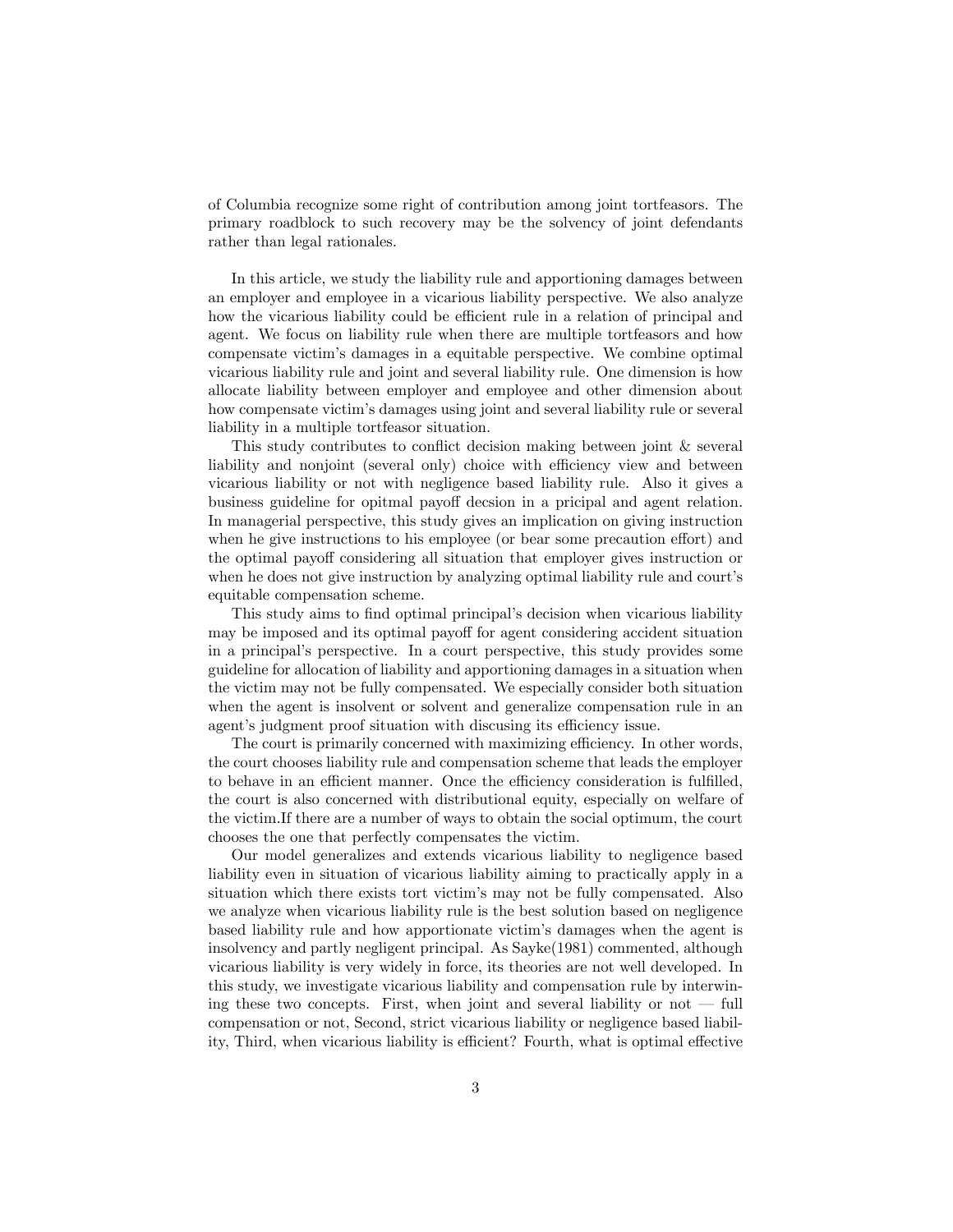of Columbia recognize some right of contribution among joint tortfeasors. The primary roadblock to such recovery may be the solvency of joint defendants rather than legal rationales.

In this article, we study the liability rule and apportioning damages between an employer and employee in a vicarious liability perspective. We also analyze how the vicarious liability could be efficient rule in a relation of principal and agent. We focus on liability rule when there are multiple tortfeasors and how compensate victim's damages in a equitable perspective. We combine optimal vicarious liability rule and joint and several liability rule. One dimension is how allocate liability between employer and employee and other dimension about how compensate victim's damages using joint and several liability rule or several liability in a multiple tortfeasor situation.

This study contributes to conflict decision making between joint & several liability and nonjoint (several only) choice with efficiency view and between vicarious liability or not with negligence based liability rule. Also it gives a business guideline for opitmal payoff decsion in a pricipal and agent relation. In managerial perspective, this study gives an implication on giving instruction when he give instructions to his employee (or bear some precaution effort) and the optimal payoff considering all situation that employer gives instruction or when he does not give instruction by analyzing optimal liability rule and court's equitable compensation scheme.

This study aims to find optimal principal's decision when vicarious liability may be imposed and its optimal payoff for agent considering accident situation in a principal's perspective. In a court perspective, this study provides some guideline for allocation of liability and apportioning damages in a situation when the victim may not be fully compensated. We especially consider both situation when the agent is insolvent or solvent and generalize compensation rule in an agent's judgment proof situation with discusing its efficiency issue.

The court is primarily concerned with maximizing efficiency. In other words, the court chooses liability rule and compensation scheme that leads the employer to behave in an efficient manner. Once the efficiency consideration is fulfilled, the court is also concerned with distributional equity, especially on welfare of the victim.If there are a number of ways to obtain the social optimum, the court chooses the one that perfectly compensates the victim.

Our model generalizes and extends vicarious liability to negligence based liability even in situation of vicarious liability aiming to practically apply in a situation which there exists tort victim's may not be fully compensated. Also we analyze when vicarious liability rule is the best solution based on negligence based liability rule and how apportionate victim's damages when the agent is insolvency and partly negligent principal. As Sayke(1981) commented, although vicarious liability is very widely in force, its theories are not well developed. In this study, we investigate vicarious liability and compensation rule by interwining these two concepts. First, when joint and several liability or not — full compensation or not, Second, strict vicarious liability or negligence based liability, Third, when vicarious liability is efficient? Fourth, what is optimal effective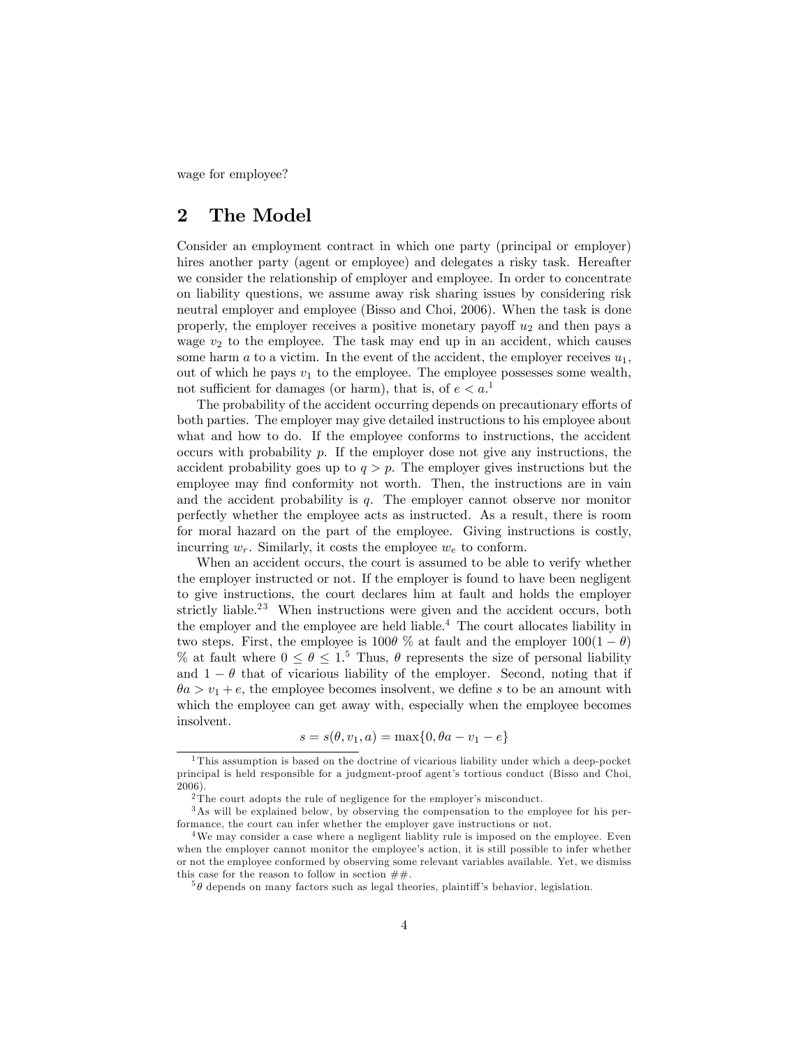wage for employee?

## 2 The Model

Consider an employment contract in which one party (principal or employer) hires another party (agent or employee) and delegates a risky task. Hereafter we consider the relationship of employer and employee. In order to concentrate on liability questions, we assume away risk sharing issues by considering risk neutral employer and employee (Bisso and Choi, 2006). When the task is done properly, the employer receives a positive monetary payoff $u_2$ and then pays a wage $v_2$ to the employee. The task may end up in an accident, which causes some harm $a$ to a victim. In the event of the accident, the employer receives $u_1$, out of which he pays $v_1$ to the employee. The employee possesses some wealth, not sufficient for damages (or harm), that is, of $e < a$.[1]

The probability of the accident occurring depends on precautionary efforts of both parties. The employer may give detailed instructions to his employee about what and how to do. If the employee conforms to instructions, the accident occurs with probability $p$. If the employer dose not give any instructions, the accident probability goes up to $q > p$. The employer gives instructions but the employee may find conformity not worth. Then, the instructions are in vain and the accident probability is $q$. The employer cannot observe nor monitor perfectly whether the employee acts as instructed. As a result, there is room for moral hazard on the part of the employee. Giving instructions is costly, incurring $w_r$. Similarly, it costs the employee $w_e$ to conform.

When an accident occurs, the court is assumed to be able to verify whether the employer instructed or not. If the employer is found to have been negligent to give instructions, the court declares him at fault and holds the employer strictly liable.[2][3] When instructions were given and the accident occurs, both the employer and the employee are held liable.[4] The court allocates liability in two steps. First, the employee is $100\theta$ % at fault and the employer $100(1-\theta)$ % at fault where $0 \leq \theta \leq 1$.[5] Thus, $\theta$ represents the size of personal liability and $1-\theta$ that of vicarious liability of the employer. Second, noting that if $\theta a > v_1 + e$, the employee becomes insolvent, we define $s$ to be an amount with which the employee can get away with, especially when the employee becomes insolvent.

$$s = s(\theta, v_1, a) = \max\{0, \theta a - v_1 - e\}$$

---

[1] This assumption is based on the doctrine of vicarious liability under which a deep-pocket principal is held responsible for a judgment-proof agent's tortious conduct (Bisso and Choi, 2006).

[2] The court adopts the rule of negligence for the employer's misconduct.

[3] As will be explained below, by observing the compensation to the employee for his performance, the court can infer whether the employer gave instructions or not.

[4] We may consider a case where a negligent liablity rule is imposed on the employee. Even when the employer cannot monitor the employee's action, it is still possible to infer whether or not the employee conformed by observing some relevant variables available. Yet, we dismiss this case for the reason to follow in section ##.

[5] $\theta$ depends on many factors such as legal theories, plaintiff's behavior, legislation.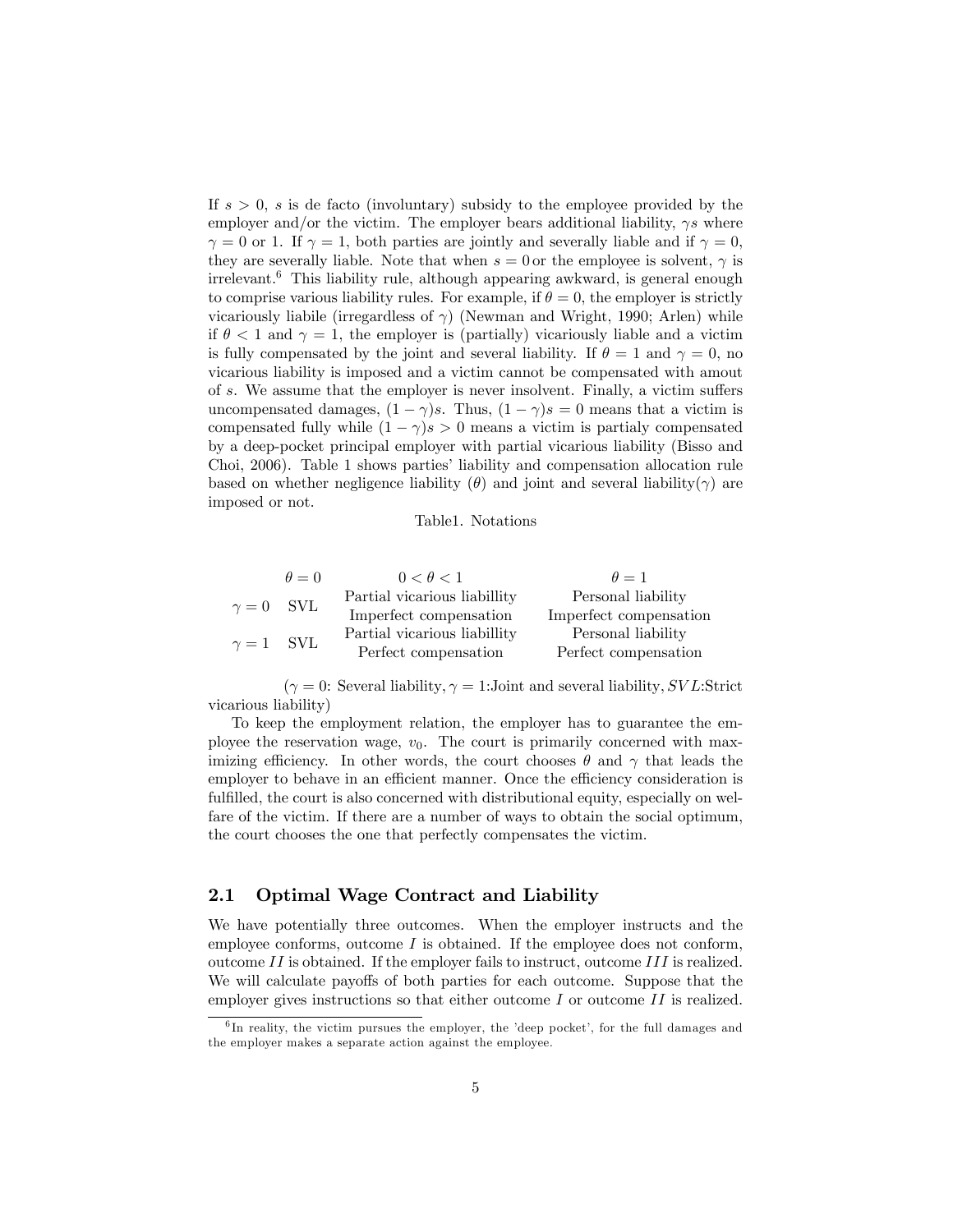If $s > 0$, $s$ is de facto (involuntary) subsidy to the employee provided by the employer and/or the victim. The employer bears additional liability, $\gamma s$ where $\gamma = 0$ or 1. If $\gamma = 1$, both parties are jointly and severally liable and if $\gamma = 0$, they are severally liable. Note that when $s = 0$ or the employee is solvent, $\gamma$ is irrelevant.[6] This liability rule, although appearing awkward, is general enough to comprise various liability rules. For example, if $\theta = 0$, the employer is strictly vicariously liabile (irregardless of $\gamma$) (Newman and Wright, 1990; Arlen) while if $\theta < 1$ and $\gamma = 1$, the employer is (partially) vicariously liable and a victim is fully compensated by the joint and several liability. If $\theta = 1$ and $\gamma = 0$, no vicarious liability is imposed and a victim cannot be compensated with amout of $s$. We assume that the employer is never insolvent. Finally, a victim suffers uncompensated damages, $(1 - \gamma)s$. Thus, $(1 - \gamma)s = 0$ means that a victim is compensated fully while $(1 - \gamma)s > 0$ means a victim is partialy compensated by a deep-pocket principal employer with partial vicarious liability (Bisso and Choi, 2006). Table 1 shows parties' liability and compensation allocation rule based on whether negligence liability ($\theta$) and joint and several liability($\gamma$) are imposed or not.

Table1. Notations

| | $\theta = 0$ | $0 < \theta < 1$ | $\theta = 1$ |
|---|---|---|---|
| $\gamma = 0$ | SVL | Partial vicarious liabillity<br>Imperfect compensation | Personal liability<br>Imperfect compensation |
| $\gamma = 1$ | SVL | Partial vicarious liabillity<br>Perfect compensation | Personal liability<br>Perfect compensation |

($\gamma = 0$: Several liability, $\gamma = 1$:Joint and several liability, $SVL$:Strict vicarious liability)

To keep the employment relation, the employer has to guarantee the employee the reservation wage, $v_0$. The court is primarily concerned with maximizing efficiency. In other words, the court chooses $\theta$ and $\gamma$ that leads the employer to behave in an efficient manner. Once the efficiency consideration is fulfilled, the court is also concerned with distributional equity, especially on welfare of the victim. If there are a number of ways to obtain the social optimum, the court chooses the one that perfectly compensates the victim.

## 2.1 Optimal Wage Contract and Liability

We have potentially three outcomes. When the employer instructs and the employee conforms, outcome $I$ is obtained. If the employee does not conform, outcome $II$ is obtained. If the employer fails to instruct, outcome $III$ is realized. We will calculate payoffs of both parties for each outcome. Suppose that the employer gives instructions so that either outcome $I$ or outcome $II$ is realized.

[6] In reality, the victim pursues the employer, the 'deep pocket', for the full damages and the employer makes a separate action against the employee.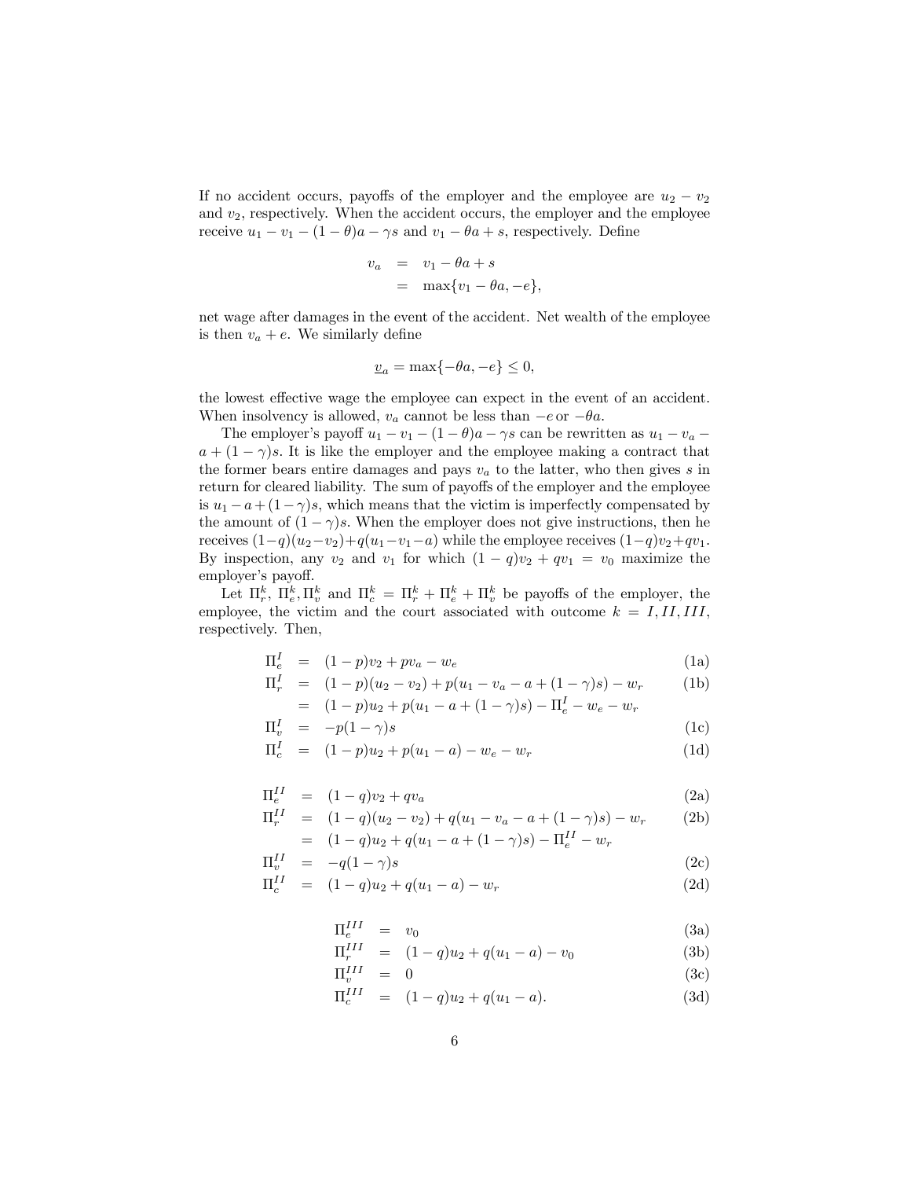If no accident occurs, payoffs of the employer and the employee are $u_2 - v_2$ and $v_2$, respectively. When the accident occurs, the employer and the employee receive $u_1 - v_1 - (1-\theta)a - \gamma s$ and $v_1 - \theta a + s$, respectively. Define

$$
\begin{aligned}
v_a &= v_1 - \theta a + s \\
&= \max\{v_1 - \theta a, -e\},
\end{aligned}
$$

net wage after damages in the event of the accident. Net wealth of the employee is then $v_a + e$. We similarly define

$$
\underline{v}_a = \max\{-\theta a, -e\} \leq 0,
$$

the lowest effective wage the employee can expect in the event of an accident. When insolvency is allowed, $v_a$ cannot be less than $-e$ or $-\theta a$.

The employer's payoff $u_1 - v_1 - (1-\theta)a - \gamma s$ can be rewritten as $u_1 - v_a - a + (1-\gamma)s$. It is like the employer and the employee making a contract that the former bears entire damages and pays $v_a$ to the latter, who then gives $s$ in return for cleared liability. The sum of payoffs of the employer and the employee is $u_1 - a + (1-\gamma)s$, which means that the victim is imperfectly compensated by the amount of $(1-\gamma)s$. When the employer does not give instructions, then he receives $(1-q)(u_2 - v_2) + q(u_1 - v_1 - a)$ while the employee receives $(1-q)v_2 + qv_1$. By inspection, any $v_2$ and $v_1$ for which $(1-q)v_2 + qv_1 = v_0$ maximize the employer's payoff.

Let $\Pi_r^k$, $\Pi_e^k, \Pi_v^k$ and $\Pi_c^k = \Pi_r^k + \Pi_e^k + \Pi_v^k$ be payoffs of the employer, the employee, the victim and the court associated with outcome $k = I, II, III$, respectively. Then,

$$
\begin{aligned}
\Pi_e^I &= (1-p)v_2 + pv_a - w_e && \text{(1a)} \\
\Pi_r^I &= (1-p)(u_2 - v_2) + p(u_1 - v_a - a + (1-\gamma)s) - w_r && \text{(1b)} \\
&= (1-p)u_2 + p(u_1 - a + (1-\gamma)s) - \Pi_e^I - w_e - w_r && \\
\Pi_v^I &= -p(1-\gamma)s && \text{(1c)} \\
\Pi_c^I &= (1-p)u_2 + p(u_1 - a) - w_e - w_r && \text{(1d)}
\end{aligned}
$$

$$
\begin{aligned}
\Pi_e^{II} &= (1-q)v_2 + qv_a && \text{(2a)} \\
\Pi_r^{II} &= (1-q)(u_2 - v_2) + q(u_1 - v_a - a + (1-\gamma)s) - w_r && \text{(2b)} \\
&= (1-q)u_2 + q(u_1 - a + (1-\gamma)s) - \Pi_e^{II} - w_r && \\
\Pi_v^{II} &= -q(1-\gamma)s && \text{(2c)} \\
\Pi_c^{II} &= (1-q)u_2 + q(u_1 - a) - w_r && \text{(2d)}
\end{aligned}
$$

$$
\begin{aligned}
\Pi_e^{III} &= v_0 && \text{(3a)} \\
\Pi_r^{III} &= (1-q)u_2 + q(u_1 - a) - v_0 && \text{(3b)} \\
\Pi_v^{III} &= 0 && \text{(3c)} \\
\Pi_c^{III} &= (1-q)u_2 + q(u_1 - a). && \text{(3d)}
\end{aligned}
$$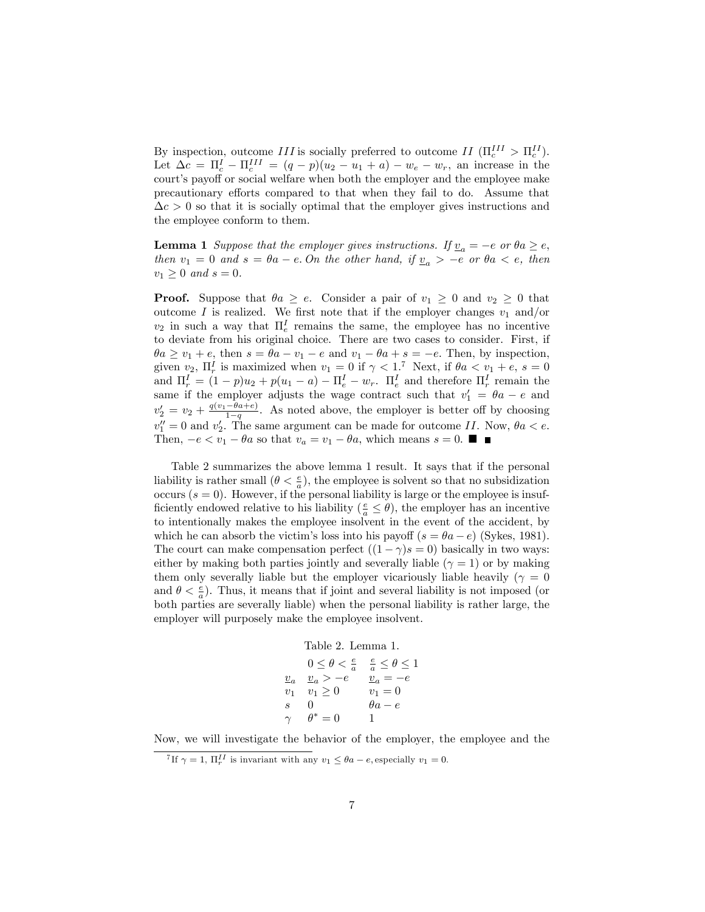By inspection, outcome $III$ is socially preferred to outcome $II$ ($\Pi_c^{III} > \Pi_c^{II}$). Let $\Delta c = \Pi_c^I - \Pi_c^{III} = (q-p)(u_2 - u_1 + a) - w_e - w_r$, an increase in the court's payoff or social welfare when both the employer and the employee make precautionary efforts compared to that when they fail to do. Assume that $\Delta c > 0$ so that it is socially optimal that the employer gives instructions and the employee conform to them.

**Lemma 1** *Suppose that the employer gives instructions. If $\underline{v}_a = -e$ or $\theta a \geq e$, then $v_1 = 0$ and $s = \theta a - e$. On the other hand, if $\underline{v}_a > -e$ or $\theta a < e$, then $v_1 \geq 0$ and $s = 0$.*

**Proof.** Suppose that $\theta a \geq e$. Consider a pair of $v_1 \geq 0$ and $v_2 \geq 0$ that outcome $I$ is realized. We first note that if the employer changes $v_1$ and/or $v_2$ in such a way that $\Pi_e^I$ remains the same, the employee has no incentive to deviate from his original choice. There are two cases to consider. First, if $\theta a \geq v_1 + e$, then $s = \theta a - v_1 - e$ and $v_1 - \theta a + s = -e$. Then, by inspection, given $v_2$, $\Pi_r^I$ is maximized when $v_1 = 0$ if $\gamma < 1$.[7] Next, if $\theta a < v_1 + e$, $s = 0$ and $\Pi_r^I = (1-p)u_2 + p(u_1 - a) - \Pi_e^I - w_r$. $\Pi_e^I$ and therefore $\Pi_r^I$ remain the same if the employer adjusts the wage contract such that $v_1' = \theta a - e$ and $v_2' = v_2 + \frac{q(v_1 - \theta a + e)}{1-q}$. As noted above, the employer is better off by choosing $v_1'' = 0$ and $v_2'$. The same argument can be made for outcome $II$. Now, $\theta a < e$. Then, $-e < v_1 - \theta a$ so that $v_a = v_1 - \theta a$, which means $s = 0$. ■ ■

Table 2 summarizes the above lemma 1 result. It says that if the personal liability is rather small ($\theta < \frac{e}{a}$), the employee is solvent so that no subsidization occurs ($s = 0$). However, if the personal liability is large or the employee is insufficiently endowed relative to his liability ($\frac{e}{a} \leq \theta$), the employer has an incentive to intentionally makes the employee insolvent in the event of the accident, by which he can absorb the victim's loss into his payoff ($s = \theta a - e$) (Sykes, 1981). The court can make compensation perfect ($(1-\gamma)s = 0$) basically in two ways: either by making both parties jointly and severally liable ($\gamma = 1$) or by making them only severally liable but the employer vicariously liable heavily ($\gamma = 0$ and $\theta < \frac{e}{a}$). Thus, it means that if joint and several liability is not imposed (or both parties are severally liable) when the personal liability is rather large, the employer will purposely make the employee insolvent.

Table 2. Lemma 1.

| | $0 \leq \theta < \frac{e}{a}$ | $\frac{e}{a} \leq \theta \leq 1$ |
|---|---|---|
| $\underline{v}_a$ | $\underline{v}_a > -e$ | $\underline{v}_a = -e$ |
| $v_1$ | $v_1 \geq 0$ | $v_1 = 0$ |
| $s$ | $0$ | $\theta a - e$ |
| $\gamma$ | $\theta^* = 0$ | $1$ |

Now, we will investigate the behavior of the employer, the employee and the

[7] If $\gamma = 1$, $\Pi_r^{II}$ is invariant with any $v_1 \leq \theta a - e$, especially $v_1 = 0$.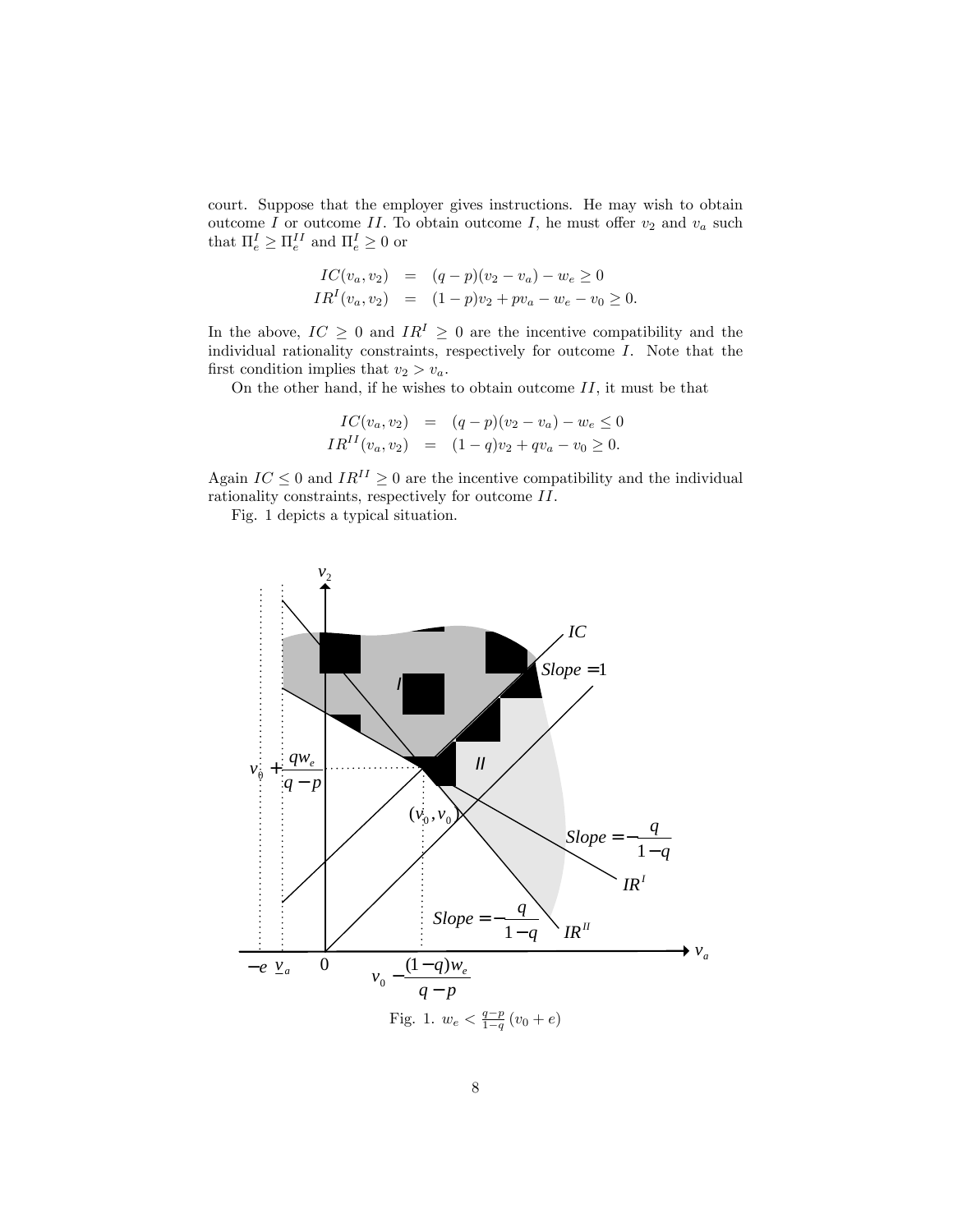court. Suppose that the employer gives instructions. He may wish to obtain outcome $I$ or outcome $II$. To obtain outcome $I$, he must offer $v_2$ and $v_a$ such that $\Pi_e^I \geq \Pi_e^{II}$ and $\Pi_e^I \geq 0$ or

$$
\begin{aligned}
IC(v_a, v_2) &= (q-p)(v_2 - v_a) - w_e \geq 0 \\
IR^I(v_a, v_2) &= (1-p)v_2 + pv_a - w_e - v_0 \geq 0.
\end{aligned}
$$

In the above, $IC \geq 0$ and $IR^I \geq 0$ are the incentive compatibility and the individual rationality constraints, respectively for outcome $I$. Note that the first condition implies that $v_2 > v_a$.

On the other hand, if he wishes to obtain outcome $II$, it must be that

$$
\begin{aligned}
IC(v_a, v_2) &= (q-p)(v_2 - v_a) - w_e \leq 0 \\
IR^{II}(v_a, v_2) &= (1-q)v_2 + qv_a - v_0 \geq 0.
\end{aligned}
$$

Again $IC \leq 0$ and $IR^{II} \geq 0$ are the incentive compatibility and the individual rationality constraints, respectively for outcome $II$.

Fig. 1 depicts a typical situation.

Fig. 1. $w_e < \frac{q-p}{1-q}(v_0 + e)$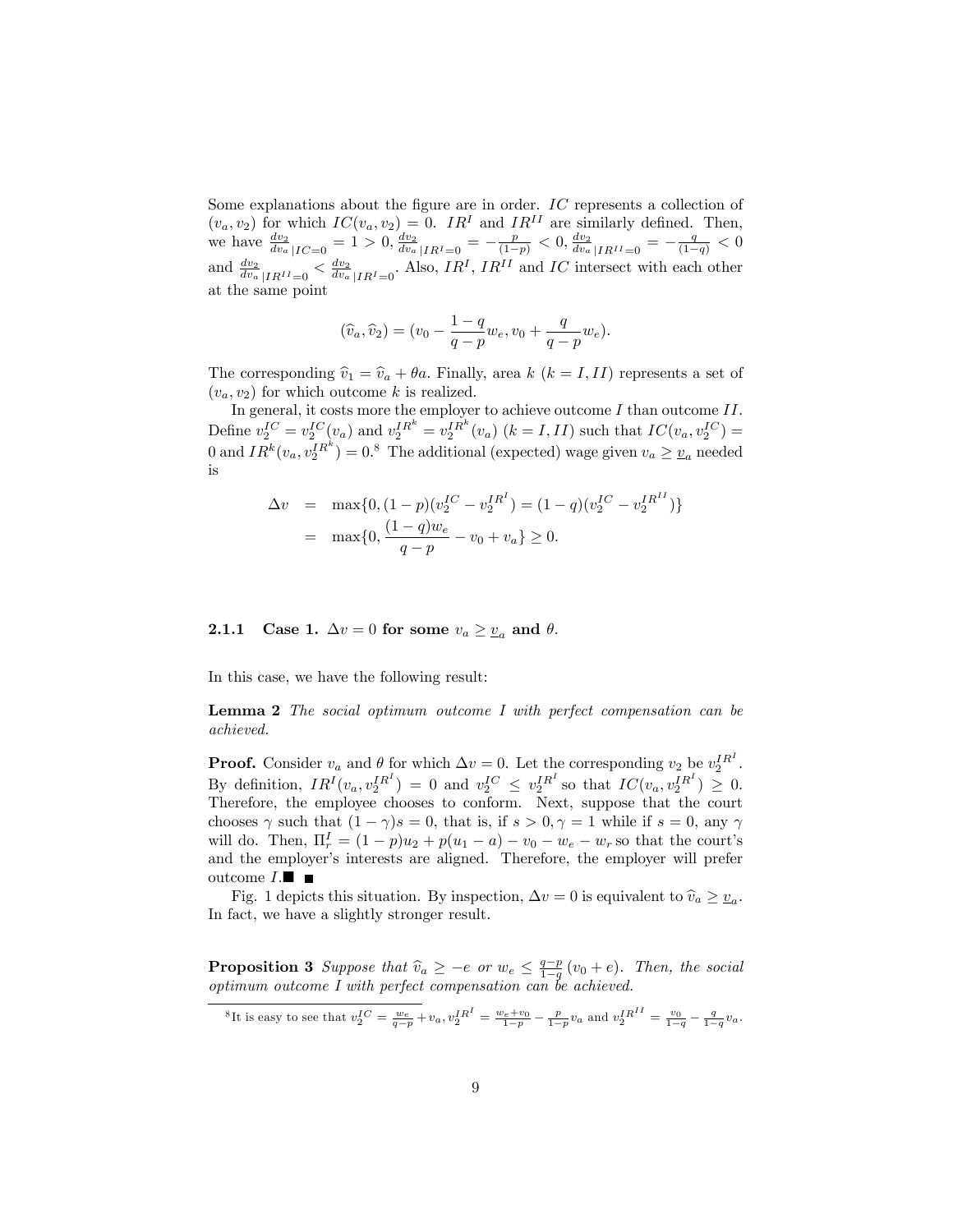Some explanations about the figure are in order. $IC$ represents a collection of $(v_a, v_2)$ for which $IC(v_a, v_2) = 0$. $IR^I$ and $IR^{II}$ are similarly defined. Then, we have $\frac{dv_2}{dv_a}_{|IC=0} = 1 > 0$, $\frac{dv_2}{dv_a}_{|IR^I=0} = -\frac{p}{(1-p)} < 0$, $\frac{dv_2}{dv_a}_{|IR^{II}=0} = -\frac{q}{(1-q)} < 0$ and $\frac{dv_2}{dv_a}_{|IR^{II}=0} < \frac{dv_2}{dv_a}_{|IR^I=0}$. Also, $IR^I$, $IR^{II}$ and $IC$ intersect with each other at the same point

$$(\widehat{v}_a, \widehat{v}_2) = (v_0 - \frac{1-q}{q-p} w_e, v_0 + \frac{q}{q-p} w_e).$$

The corresponding $\widehat{v}_1 = \widehat{v}_a + \theta a$. Finally, area $k$ ($k = I, II$) represents a set of $(v_a, v_2)$ for which outcome $k$ is realized.

In general, it costs more the employer to achieve outcome $I$ than outcome $II$. Define $v_2^{IC} = v_2^{IC}(v_a)$ and $v_2^{IR^k} = v_2^{IR^k}(v_a)$ ($k = I, II$) such that $IC(v_a, v_2^{IC}) = 0$ and $IR^k(v_a, v_2^{IR^k}) = 0$.[8] The additional (expected) wage given $v_a \geq \underline{v}_a$ needed is

$$\begin{aligned}
\Delta v &= \max\{0, (1-p)(v_2^{IC} - v_2^{IR^I}) = (1-q)(v_2^{IC} - v_2^{IR^{II}})\} \\
&= \max\{0, \frac{(1-q)w_e}{q-p} - v_0 + v_a\} \geq 0.
\end{aligned}$$

### 2.1.1 Case 1. $\Delta v = 0$ for some $v_a \geq \underline{v}_a$ and $\theta$.

In this case, we have the following result:

**Lemma 2** *The social optimum outcome I with perfect compensation can be achieved.*

**Proof.** Consider $v_a$ and $\theta$ for which $\Delta v = 0$. Let the corresponding $v_2$ be $v_2^{IR^I}$. By definition, $IR^I(v_a, v_2^{IR^I}) = 0$ and $v_2^{IC} \leq v_2^{IR^I}$ so that $IC(v_a, v_2^{IR^I}) \geq 0$. Therefore, the employee chooses to conform. Next, suppose that the court chooses $\gamma$ such that $(1-\gamma)s = 0$, that is, if $s > 0, \gamma = 1$ while if $s = 0$, any $\gamma$ will do. Then, $\Pi_r^I = (1-p)u_2 + p(u_1 - a) - v_0 - w_e - w_r$ so that the court's and the employer's interests are aligned. Therefore, the employer will prefer outcome $I$.■ ■

Fig. 1 depicts this situation. By inspection, $\Delta v = 0$ is equivalent to $\widehat{v}_a \geq \underline{v}_a$. In fact, we have a slightly stronger result.

**Proposition 3** *Suppose that $\widehat{v}_a \geq -e$ or $w_e \leq \frac{q-p}{1-q}(v_0 + e)$. Then, the social optimum outcome I with perfect compensation can be achieved.*

[8] It is easy to see that $v_2^{IC} = \frac{w_e}{q-p} + v_a$, $v_2^{IR^I} = \frac{w_e + v_0}{1-p} - \frac{p}{1-p} v_a$ and $v_2^{IR^{II}} = \frac{v_0}{1-q} - \frac{q}{1-q} v_a$.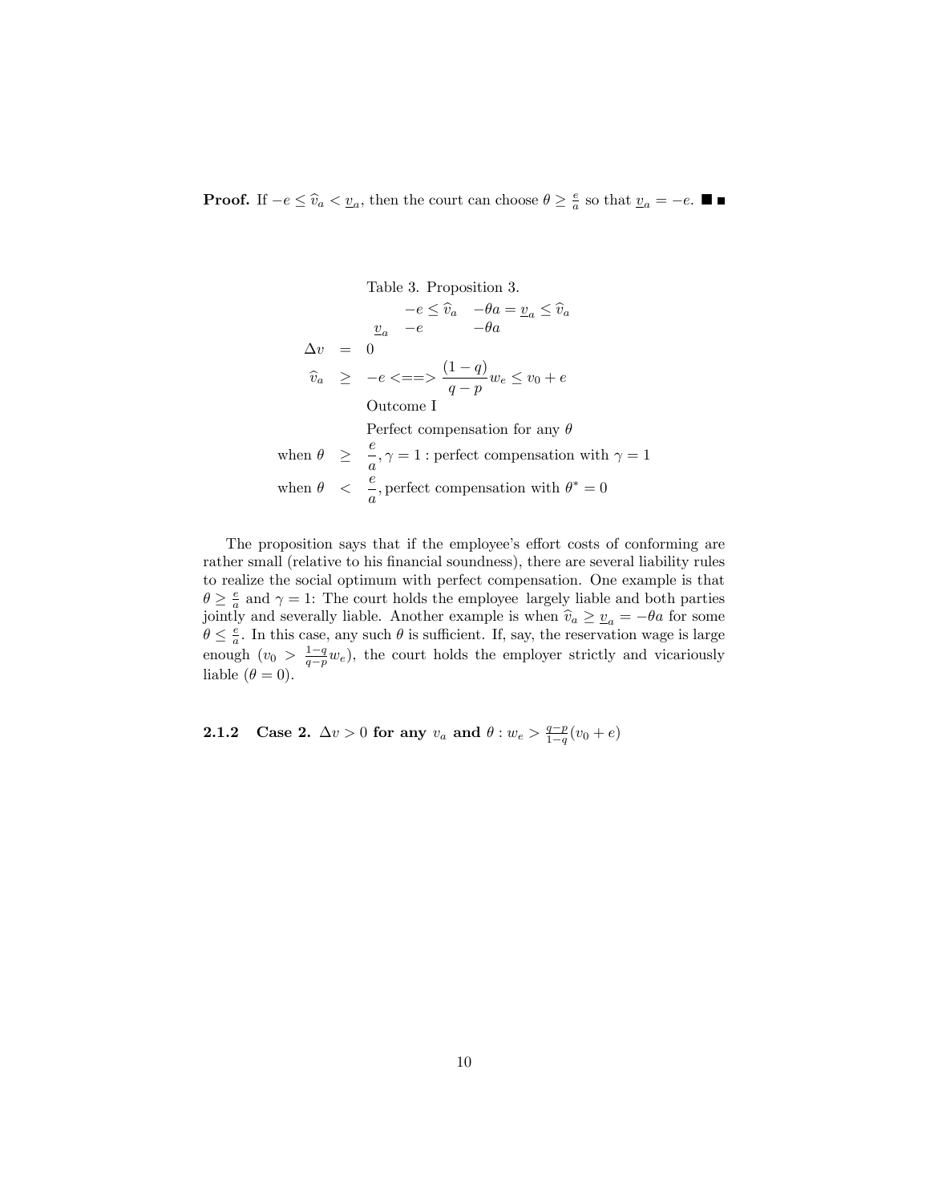**Proof.** If $-e \leq \widehat{v}_a < \underline{v}_a$, then the court can choose $\theta \geq \frac{e}{a}$ so that $\underline{v}_a = -e$. ■ ■

Table 3. Proposition 3.

| | | $-e \leq \widehat{v}_a$ | $-\theta a = \underline{v}_a \leq \widehat{v}_a$ |
|---|---|---|---|
| | $\underline{v}_a$ | $-e$ | $-\theta a$ |
| $\Delta v$ | $=$ | $0$ | |
| $\widehat{v}_a$ | $\geq$ | $-e <==> \dfrac{(1-q)}{q-p} w_e \leq v_0 + e$ | |
| | | Outcome I | |
| | | Perfect compensation for any $\theta$ | |
| when $\theta$ | $\geq$ | $\dfrac{e}{a}, \gamma = 1$ : perfect compensation with $\gamma = 1$ | |
| when $\theta$ | $<$ | $\dfrac{e}{a}$, perfect compensation with $\theta^* = 0$ | |

The proposition says that if the employee's effort costs of conforming are rather small (relative to his financial soundness), there are several liability rules to realize the social optimum with perfect compensation. One example is that $\theta \geq \frac{e}{a}$ and $\gamma = 1$: The court holds the employee largely liable and both parties jointly and severally liable. Another example is when $\widehat{v}_a \geq \underline{v}_a = -\theta a$ for some $\theta \leq \frac{e}{a}$. In this case, any such $\theta$ is sufficient. If, say, the reservation wage is large enough ($v_0 > \frac{1-q}{q-p} w_e$), the court holds the employer strictly and vicariously liable ($\theta = 0$).

#### 2.1.2 Case 2. $\Delta v > 0$ for any $v_a$ and $\theta : w_e > \frac{q-p}{1-q}(v_0 + e)$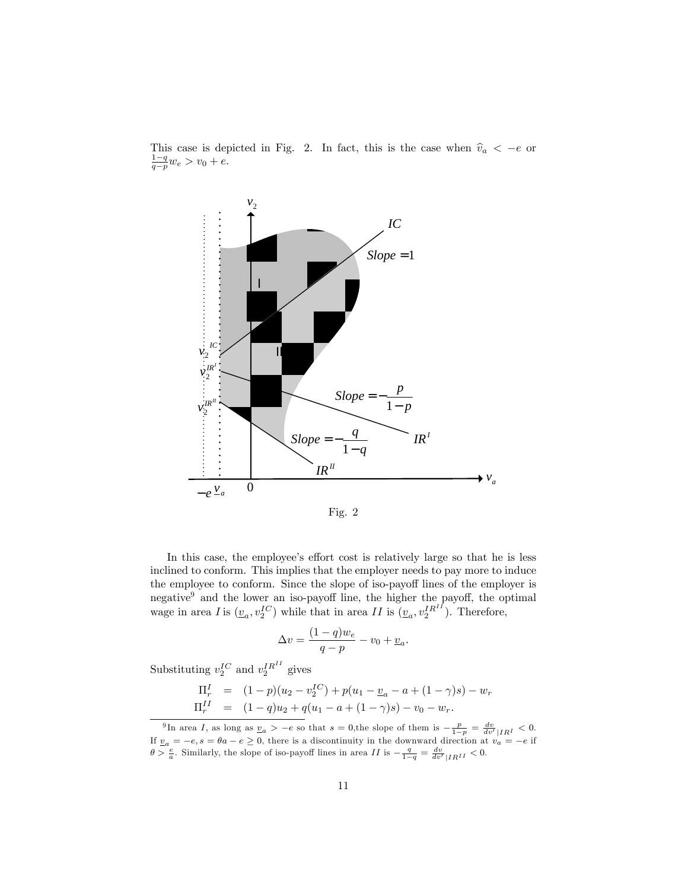This case is depicted in Fig. 2. In fact, this is the case when $\widehat{v}_a < -e$ or $\frac{1-q}{q-p}w_e > v_0 + e$.

Fig. 2

In this case, the employee's effort cost is relatively large so that he is less inclined to conform. This implies that the employer needs to pay more to induce the employee to conform. Since the slope of iso-payoff lines of the employer is negative[9] and the lower an iso-payoff line, the higher the payoff, the optimal wage in area $I$ is $(\underline{v}_a, v_2^{IC})$ while that in area $II$ is $(\underline{v}_a, v_2^{IR^{II}})$. Therefore,

$$\Delta v = \frac{(1-q)w_e}{q-p} - v_0 + \underline{v}_a.$$

Substituting $v_2^{IC}$ and $v_2^{IR^{II}}$ gives

$$\begin{aligned}
\Pi_r^I &= (1-p)(u_2 - v_2^{IC}) + p(u_1 - \underline{v}_a - a + (1-\gamma)s) - w_r \\
\Pi_r^{II} &= (1-q)u_2 + q(u_1 - a + (1-\gamma)s) - v_0 - w_r.
\end{aligned}$$

[9] In area $I$, as long as $\underline{v}_a > -e$ so that $s = 0$, the slope of them is $-\frac{p}{1-p} = \frac{dv}{dv'}_{|IR^I} < 0$. If $\underline{v}_a = -e, s = \theta a - e \geq 0$, there is a discontinuity in the downward direction at $v_a = -e$ if $\theta > \frac{e}{a}$. Similarly, the slope of iso-payoff lines in area $II$ is $-\frac{q}{1-q} = \frac{dv}{dv'}_{|IR^{II}} < 0$.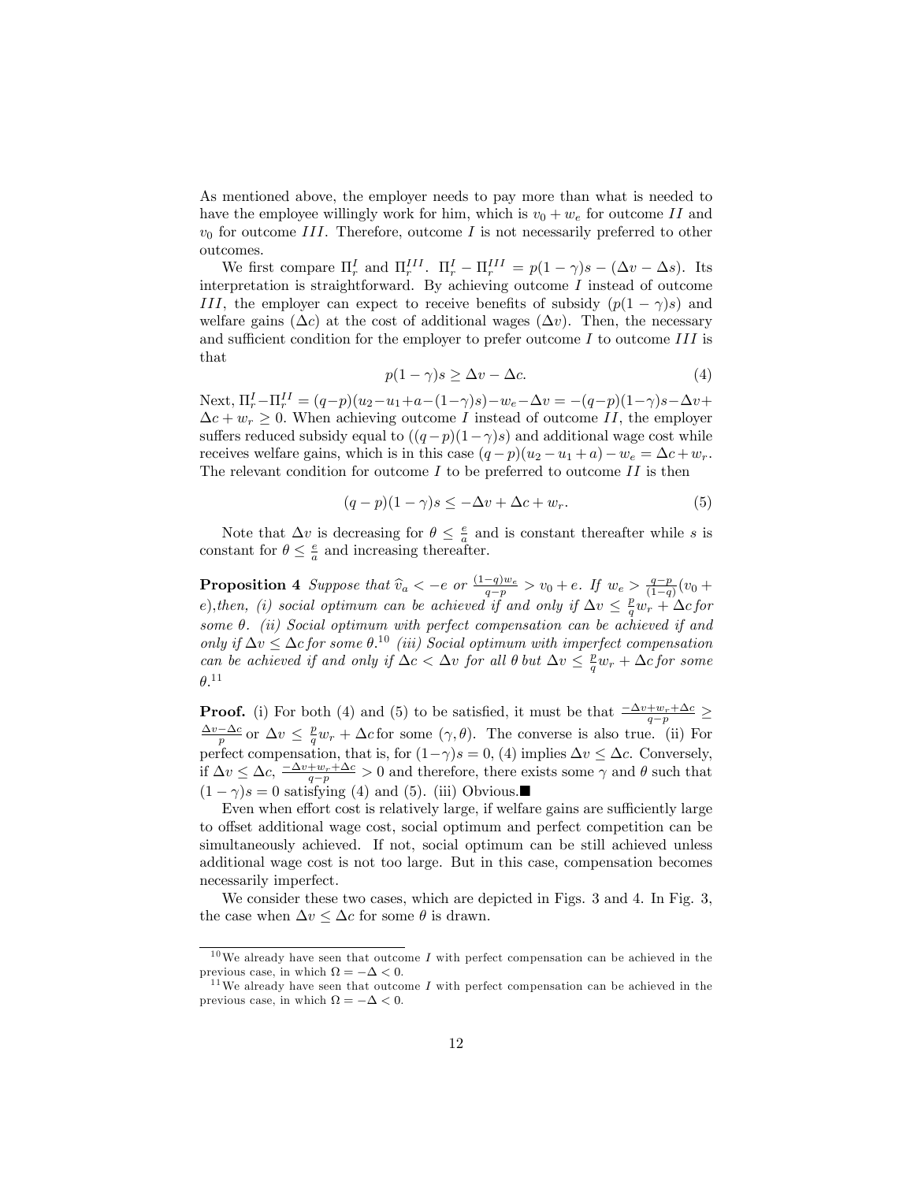As mentioned above, the employer needs to pay more than what is needed to have the employee willingly work for him, which is $v_0 + w_e$ for outcome $II$ and $v_0$ for outcome $III$. Therefore, outcome $I$ is not necessarily preferred to other outcomes.

We first compare $\Pi_r^I$ and $\Pi_r^{III}$. $\Pi_r^I - \Pi_r^{III} = p(1-\gamma)s - (\Delta v - \Delta s)$. Its interpretation is straightforward. By achieving outcome $I$ instead of outcome $III$, the employer can expect to receive benefits of subsidy ($p(1-\gamma)s$) and welfare gains ($\Delta c$) at the cost of additional wages ($\Delta v$). Then, the necessary and sufficient condition for the employer to prefer outcome $I$ to outcome $III$ is that

$$p(1-\gamma)s \geq \Delta v - \Delta c. \tag{4}$$

Next, $\Pi_r^I - \Pi_r^{II} = (q-p)(u_2 - u_1 + a - (1-\gamma)s) - w_e - \Delta v = -(q-p)(1-\gamma)s - \Delta v + \Delta c + w_r \geq 0$. When achieving outcome $I$ instead of outcome $II$, the employer suffers reduced subsidy equal to $((q-p)(1-\gamma)s)$ and additional wage cost while receives welfare gains, which is in this case $(q-p)(u_2 - u_1 + a) - w_e = \Delta c + w_r$. The relevant condition for outcome $I$ to be preferred to outcome $II$ is then

$$(q-p)(1-\gamma)s \leq -\Delta v + \Delta c + w_r. \tag{5}$$

Note that $\Delta v$ is decreasing for $\theta \leq \frac{e}{a}$ and is constant thereafter while $s$ is constant for $\theta \leq \frac{e}{a}$ and increasing thereafter.

**Proposition 4** *Suppose that $\widehat{v}_a < -e$ or $\frac{(1-q)w_e}{q-p} > v_0 + e$. If $w_e > \frac{q-p}{(1-q)}(v_0 + e)$, then, (i) social optimum can be achieved if and only if $\Delta v \leq \frac{p}{q}w_r + \Delta c$ for some $\theta$. (ii) Social optimum with perfect compensation can be achieved if and only if $\Delta v \leq \Delta c$ for some $\theta$.*[10] *(iii) Social optimum with imperfect compensation can be achieved if and only if $\Delta c < \Delta v$ for all $\theta$ but $\Delta v \leq \frac{p}{q}w_r + \Delta c$ for some $\theta$.*[11]

**Proof.** (i) For both (4) and (5) to be satisfied, it must be that $\frac{-\Delta v + w_r + \Delta c}{q-p} \geq \frac{\Delta v - \Delta c}{p}$ or $\Delta v \leq \frac{p}{q}w_r + \Delta c$ for some $(\gamma, \theta)$. The converse is also true. (ii) For perfect compensation, that is, for $(1-\gamma)s = 0$, (4) implies $\Delta v \leq \Delta c$. Conversely, if $\Delta v \leq \Delta c$, $\frac{-\Delta v + w_r + \Delta c}{q-p} > 0$ and therefore, there exists some $\gamma$ and $\theta$ such that $(1-\gamma)s = 0$ satisfying (4) and (5). (iii) Obvious.■

Even when effort cost is relatively large, if welfare gains are sufficiently large to offset additional wage cost, social optimum and perfect competition can be simultaneously achieved. If not, social optimum can be still achieved unless additional wage cost is not too large. But in this case, compensation becomes necessarily imperfect.

We consider these two cases, which are depicted in Figs. 3 and 4. In Fig. 3, the case when $\Delta v \leq \Delta c$ for some $\theta$ is drawn.

[10] We already have seen that outcome $I$ with perfect compensation can be achieved in the previous case, in which $\Omega = -\Delta < 0$.

[11] We already have seen that outcome $I$ with perfect compensation can be achieved in the previous case, in which $\Omega = -\Delta < 0$.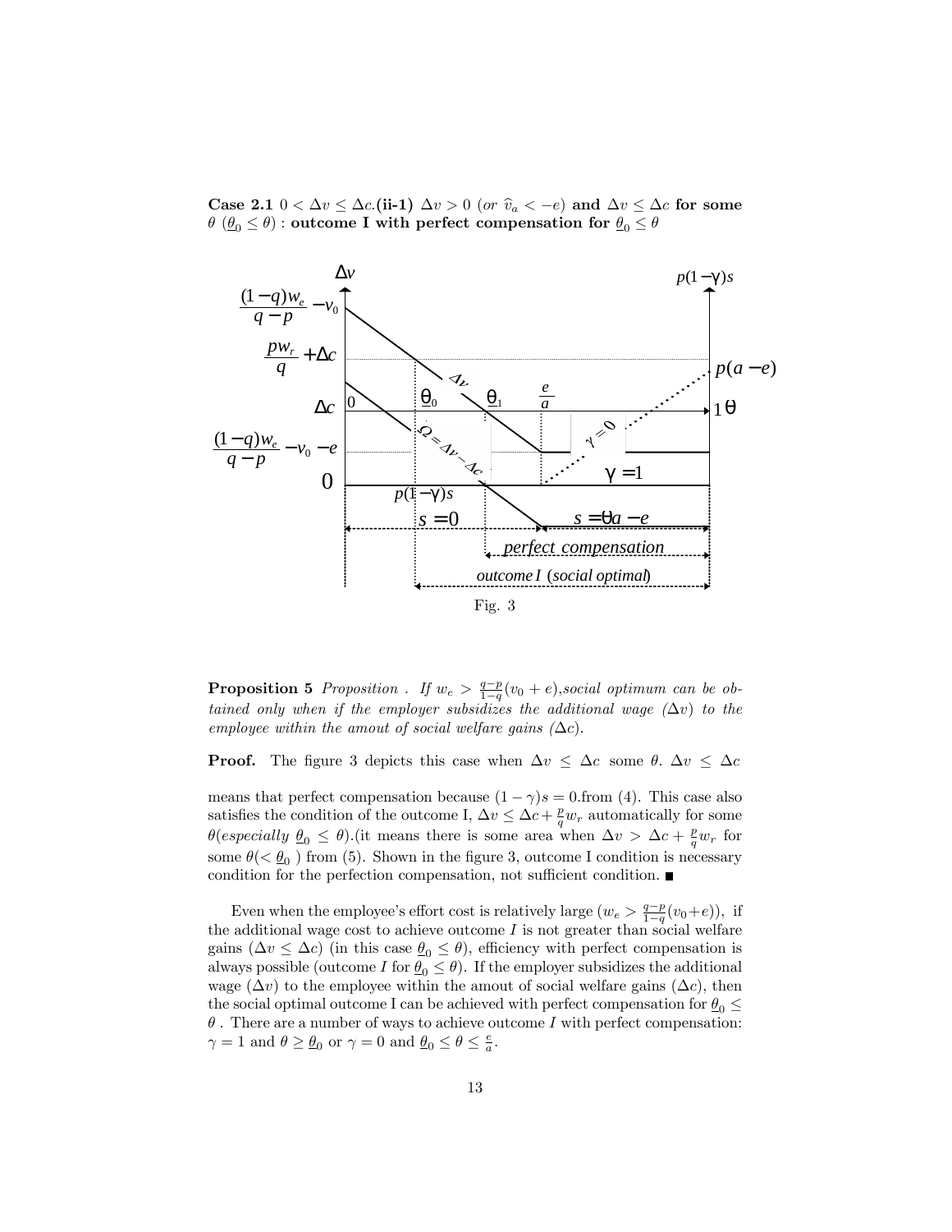**Case 2.1** $0 < \Delta v \leq \Delta c$.**(ii-1)** $\Delta v > 0$ *(or* $\widehat{v}_a < -e$*)* **and** $\Delta v \leq \Delta c$ **for some** $\theta$ $(\underline{\theta}_0 \leq \theta)$ : **outcome I with perfect compensation for** $\underline{\theta}_0 \leq \theta$

Fig. 3

**Proposition 5** *Proposition . If* $w_e > \frac{q-p}{1-q}(v_0 + e)$*,social optimum can be obtained only when if the employer subsidizes the additional wage* $(\Delta v)$ *to the employee within the amout of social welfare gains* $(\Delta c)$*.*

**Proof.** The figure 3 depicts this case when $\Delta v \leq \Delta c$ some $\theta$. $\Delta v \leq \Delta c$ means that perfect compensation because $(1-\gamma)s = 0$.from (4). This case also satisfies the condition of the outcome I, $\Delta v \leq \Delta c + \frac{p}{q} w_r$ automatically for some $\theta$(*especially* $\underline{\theta}_0 \leq \theta$).(it means there is some area when $\Delta v > \Delta c + \frac{p}{q} w_r$ for some $\theta (< \underline{\theta}_0)$ from (5). Shown in the figure 3, outcome I condition is necessary condition for the perfection compensation, not sufficient condition. ■

Even when the employee's effort cost is relatively large ($w_e > \frac{q-p}{1-q}(v_0+e)$), if the additional wage cost to achieve outcome $I$ is not greater than social welfare gains ($\Delta v \leq \Delta c$) (in this case $\underline{\theta}_0 \leq \theta$), efficiency with perfect compensation is always possible (outcome $I$ for $\underline{\theta}_0 \leq \theta$). If the employer subsidizes the additional wage ($\Delta v$) to the employee within the amount of social welfare gains ($\Delta c$), then the social optimal outcome I can be achieved with perfect compensation for $\underline{\theta}_0 \leq \theta$ . There are a number of ways to achieve outcome $I$ with perfect compensation: $\gamma = 1$ and $\theta \geq \underline{\theta}_0$ or $\gamma = 0$ and $\underline{\theta}_0 \leq \theta \leq \frac{e}{a}$.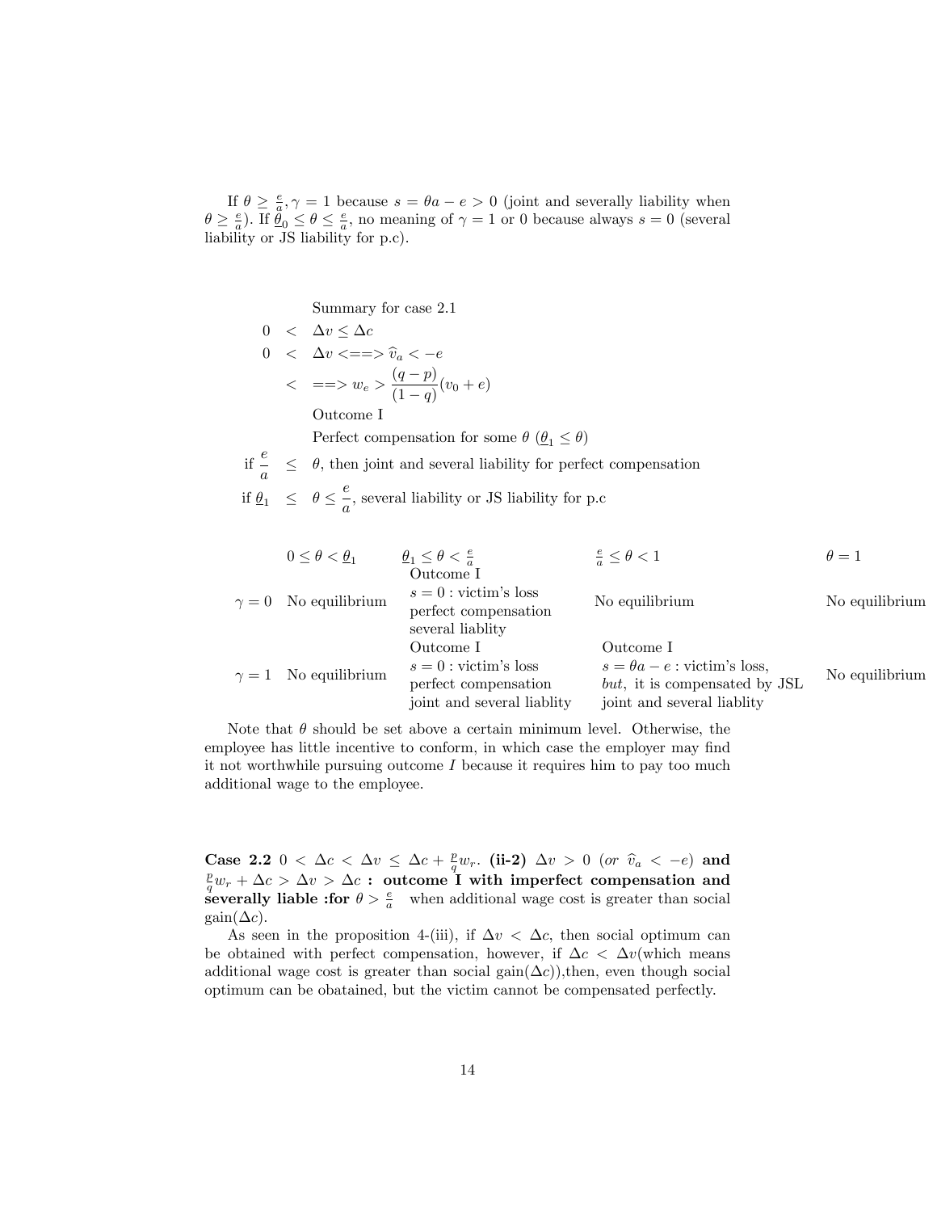If $\theta \geq \frac{e}{a}, \gamma = 1$ because $s = \theta a - e > 0$ (joint and severally liability when $\theta \geq \frac{e}{a}$). If $\underline{\theta}_0 \leq \theta \leq \frac{e}{a}$, no meaning of $\gamma = 1$ or 0 because always $s = 0$ (several liability or JS liability for p.c).

Summary for case 2.1

$$
\begin{aligned}
0 &< \Delta v \leq \Delta c \\
0 &< \Delta v <==> \widehat{v}_a < -e \\
&< ==> w_e > \frac{(q-p)}{(1-q)}(v_0 + e)
\end{aligned}
$$

Outcome I

Perfect compensation for some $\theta$ ($\underline{\theta}_1 \leq \theta$)

if $\frac{e}{a} \leq \theta$, then joint and several liability for perfect compensation

if $\underline{\theta}_1 \leq \theta \leq \frac{e}{a}$, several liability or JS liability for p.c

| | $0 \leq \theta < \underline{\theta}_1$ | $\underline{\theta}_1 \leq \theta < \frac{e}{a}$ | $\frac{e}{a} \leq \theta < 1$ | $\theta = 1$ |
|---|---|---|---|---|
| $\gamma = 0$ | No equilibrium | Outcome I<br>$s = 0$ : victim's loss<br>perfect compensation<br>several liablity | No equilibrium | No equilibrium |
| $\gamma = 1$ | No equilibrium | Outcome I<br>$s = 0$ : victim's loss<br>perfect compensation<br>joint and several liablity | Outcome I<br>$s = \theta a - e$ : victim's loss,<br>*but*, it is compensated by JSL<br>joint and several liablity | No equilibrium |

Note that $\theta$ should be set above a certain minimum level. Otherwise, the employee has little incentive to conform, in which case the employer may find it not worthwhile pursuing outcome $I$ because it requires him to pay too much additional wage to the employee.

**Case 2.2** $0 < \Delta c < \Delta v \leq \Delta c + \frac{p}{q} w_r$. **(ii-2)** $\Delta v > 0$ (*or* $\widehat{v}_a < -e$) **and** $\frac{p}{q} w_r + \Delta c > \Delta v > \Delta c$ **: outcome I with imperfect compensation and severally liable :for** $\theta > \frac{e}{a}$ when additional wage cost is greater than social gain($\Delta c$).

As seen in the proposition 4-(iii), if $\Delta v < \Delta c$, then social optimum can be obtained with perfect compensation, however, if $\Delta c < \Delta v$(which means additional wage cost is greater than social gain($\Delta c$)),then, even though social optimum can be obatained, but the victim cannot be compensated perfectly.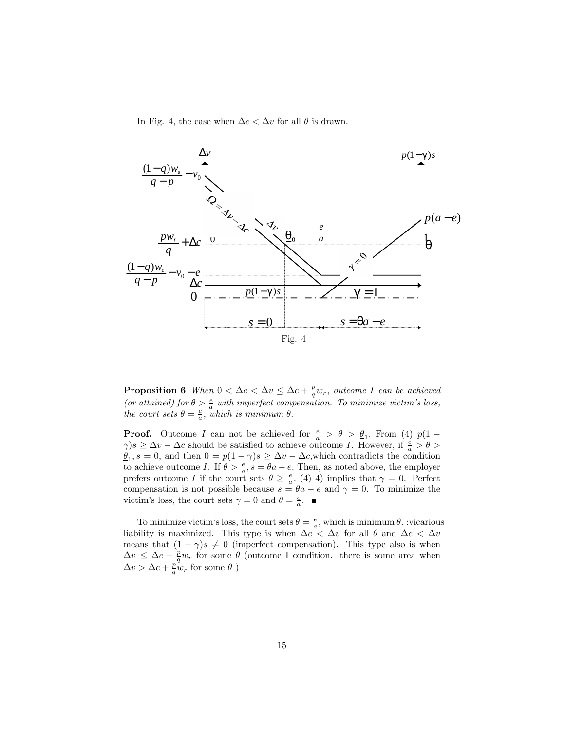In Fig. 4, the case when $\Delta c < \Delta v$ for all $\theta$ is drawn.

Fig. 4

**Proposition 6** *When $0 < \Delta c < \Delta v \leq \Delta c + \frac{p}{q} w_r$, outcome I can be achieved (or attained) for $\theta > \frac{e}{a}$ with imperfect compensation. To minimize victim's loss, the court sets $\theta = \frac{e}{a}$, which is minimum $\theta$.*

**Proof.** Outcome $I$ can not be achieved for $\frac{e}{a} > \theta > \underline{\theta}_1$. From (4) $p(1 - \gamma)s \geq \Delta v - \Delta c$ should be satisfied to achieve outcome $I$. However, if $\frac{e}{a} > \theta > \underline{\theta}_1$, $s = 0$, and then $0 = p(1-\gamma)s \geq \Delta v - \Delta c$,which contradicts the condition to achieve outcome $I$. If $\theta > \frac{e}{a}$, $s = \theta a - e$. Then, as noted above, the employer prefers outcome $I$ if the court sets $\theta \geq \frac{e}{a}$. (4) 4) implies that $\gamma = 0$. Perfect compensation is not possible because $s = \theta a - e$ and $\gamma = 0$. To minimize the victim's loss, the court sets $\gamma = 0$ and $\theta = \frac{e}{a}$. ■

To minimize victim's loss, the court sets $\theta = \frac{e}{a}$, which is minimum $\theta$. :vicarious liability is maximized. This type is when $\Delta c < \Delta v$ for all $\theta$ and $\Delta c < \Delta v$ means that $(1 - \gamma)s \neq 0$ (imperfect compensation). This type also is when $\Delta v \leq \Delta c + \frac{p}{q} w_r$ for some $\theta$ (outcome I condition. there is some area when $\Delta v > \Delta c + \frac{p}{q} w_r$ for some $\theta$ )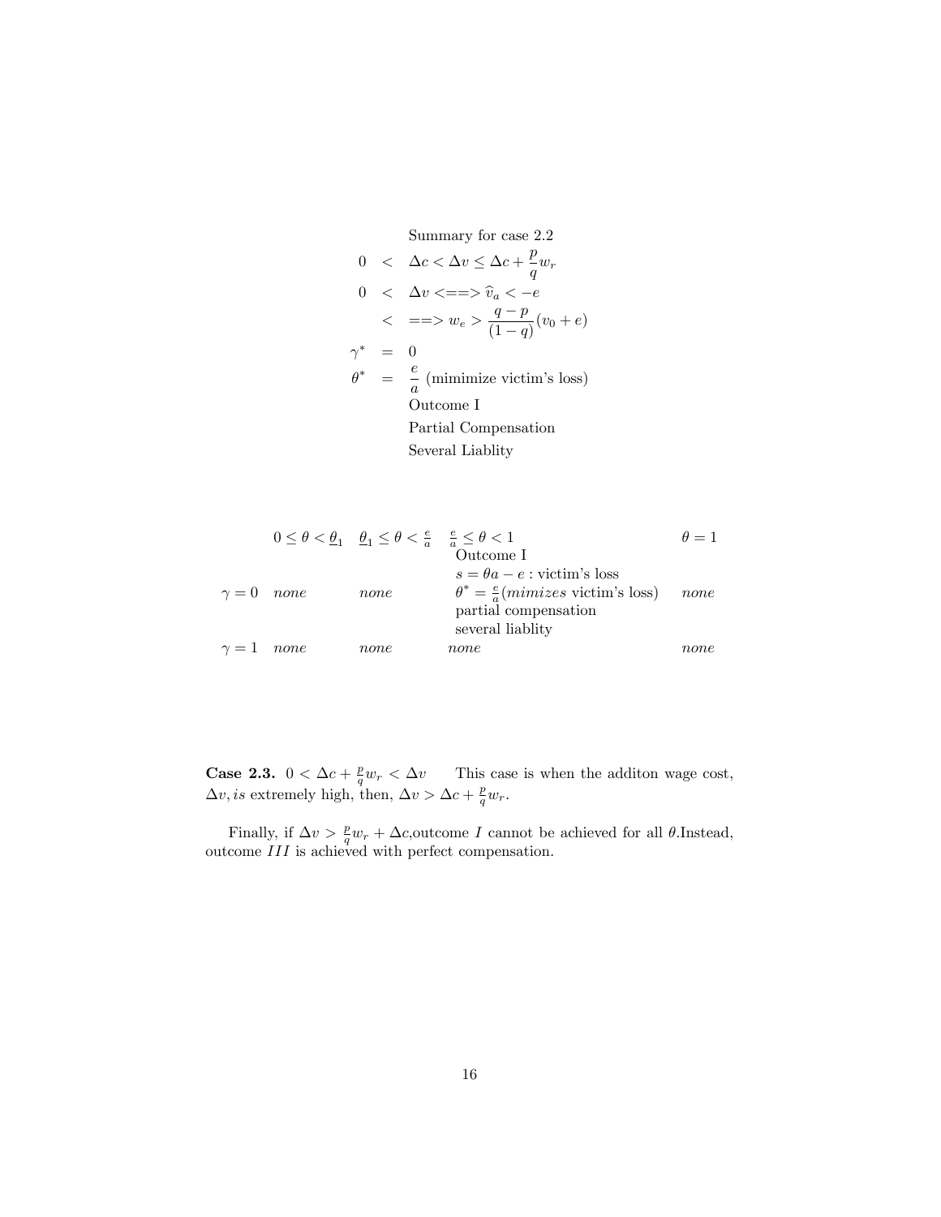Summary for case 2.2

$$
\begin{aligned}
0 &< \Delta c < \Delta v \leq \Delta c + \frac{p}{q} w_r \\
0 &< \Delta v <==> \widehat{v}_a < -e \\
&< ==> w_e > \frac{q-p}{(1-q)}(v_0 + e) \\
\gamma^* &= 0 \\
\theta^* &= \frac{e}{a} \text{ (mimimize victim's loss)}
\end{aligned}
$$

Outcome I

Partial Compensation

Several Liablity

| | $0 \leq \theta < \underline{\theta}_1$ | $\underline{\theta}_1 \leq \theta < \frac{e}{a}$ | $\frac{e}{a} \leq \theta < 1$ | $\theta = 1$ |
|---|---|---|---|---|
| $\gamma = 0$ | *none* | *none* | Outcome I<br>$s = \theta a - e$ : victim's loss<br>$\theta^* = \frac{e}{a}$(*mimizes* victim's loss)<br>partial compensation<br>several liablity | *none* |
| $\gamma = 1$ | *none* | *none* | *none* | *none* |

**Case 2.3.** $0 < \Delta c + \frac{p}{q} w_r < \Delta v$ This case is when the additon wage cost, $\Delta v$, *is* extremely high, then, $\Delta v > \Delta c + \frac{p}{q} w_r$.

Finally, if $\Delta v > \frac{p}{q} w_r + \Delta c$,outcome $I$ cannot be achieved for all $\theta$.Instead, outcome $III$ is achieved with perfect compensation.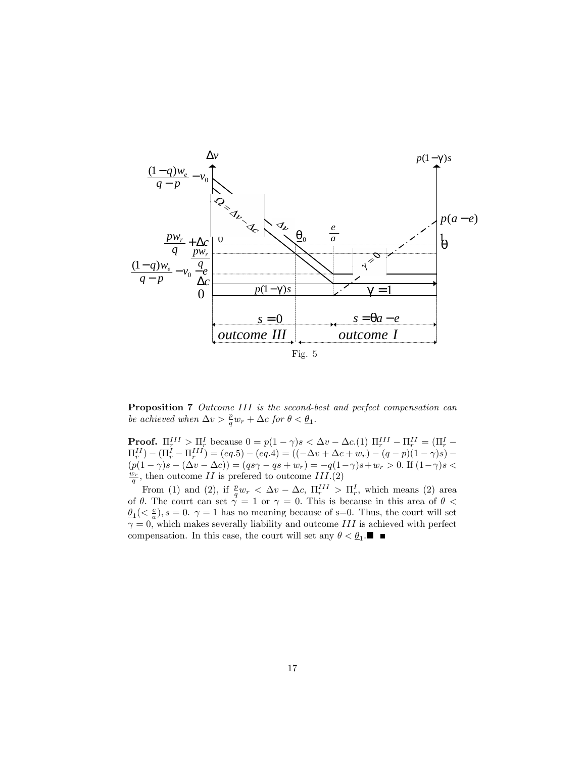Fig. 5

**Proposition 7** *Outcome $III$ is the second-best and perfect compensation can be achieved when $\Delta v > \frac{p}{q}w_r + \Delta c$ for $\theta < \underline{\theta}_1$.*

**Proof.** $\Pi_r^{III} > \Pi_r^I$ because $0 = p(1-\gamma)s < \Delta v - \Delta c$.(1) $\Pi_r^{III} - \Pi_r^{II} = (\Pi_r^I - \Pi_r^{II}) - (\Pi_r^I - \Pi_r^{III}) = (eq.5) - (eq.4) = ((-\Delta v + \Delta c + w_r) - (q-p)(1-\gamma)s) - (p(1-\gamma)s - (\Delta v - \Delta c)) = (qs\gamma - qs + w_r) = -q(1-\gamma)s + w_r > 0$. If $(1-\gamma)s < \frac{w_r}{q}$, then outcome $II$ is prefered to outcome $III$.(2)

From (1) and (2), if $\frac{p}{q}w_r < \Delta v - \Delta c$, $\Pi_r^{III} > \Pi_r^I$, which means (2) area of $\theta$. The court can set $\gamma = 1$ or $\gamma = 0$. This is because in this area of $\theta < \underline{\theta}_1 (< \frac{e}{a}), s = 0$. $\gamma = 1$ has no meaning because of s=0. Thus, the court will set $\gamma = 0$, which makes severally liability and outcome $III$ is achieved with perfect compensation. In this case, the court will set any $\theta < \underline{\theta}_1$.■ ■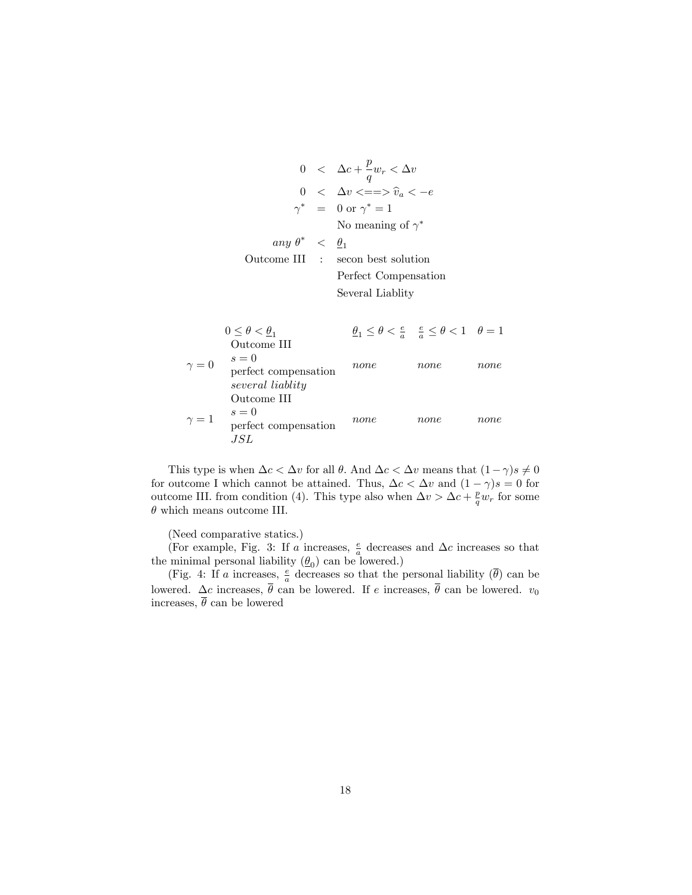$$
\begin{aligned}
0 &< \Delta c + \frac{p}{q} w_r < \Delta v \\
0 &< \Delta v <==> \widehat{v}_a < -e \\
\gamma^* &= 0 \text{ or } \gamma^* = 1 \\
& \quad \text{No meaning of } \gamma^* \\
\textit{any } \theta^* &< \underline{\theta}_1 \\
\text{Outcome III} &: \text{secon best solution} \\
& \quad \text{Perfect Compensation} \\
& \quad \text{Several Liablity}
\end{aligned}
$$

| | $0 \leq \theta < \underline{\theta}_1$ | $\underline{\theta}_1 \leq \theta < \frac{e}{a}$ | $\frac{e}{a} \leq \theta < 1$ | $\theta = 1$ |
|---|---|---|---|---|
| $\gamma = 0$ | Outcome III<br>$s = 0$<br>perfect compensation<br>*several liablity* | *none* | *none* | *none* |
| $\gamma = 1$ | Outcome III<br>$s = 0$<br>perfect compensation<br>*JSL* | *none* | *none* | *none* |

This type is when $\Delta c < \Delta v$ for all $\theta$. And $\Delta c < \Delta v$ means that $(1-\gamma)s \neq 0$ for outcome I which cannot be attained. Thus, $\Delta c < \Delta v$ and $(1-\gamma)s = 0$ for outcome III. from condition (4). This type also when $\Delta v > \Delta c + \frac{p}{q} w_r$ for some $\theta$ which means outcome III.

(Need comparative statics.)

(For example, Fig. 3: If $a$ increases, $\frac{e}{a}$ decreases and $\Delta c$ increases so that the minimal personal liability ($\underline{\theta}_0$) can be lowered.)

(Fig. 4: If $a$ increases, $\frac{e}{a}$ decreases so that the personal liability ($\overline{\theta}$) can be lowered. $\Delta c$ increases, $\overline{\theta}$ can be lowered. If $e$ increases, $\overline{\theta}$ can be lowered. $v_0$ increases, $\overline{\theta}$ can be lowered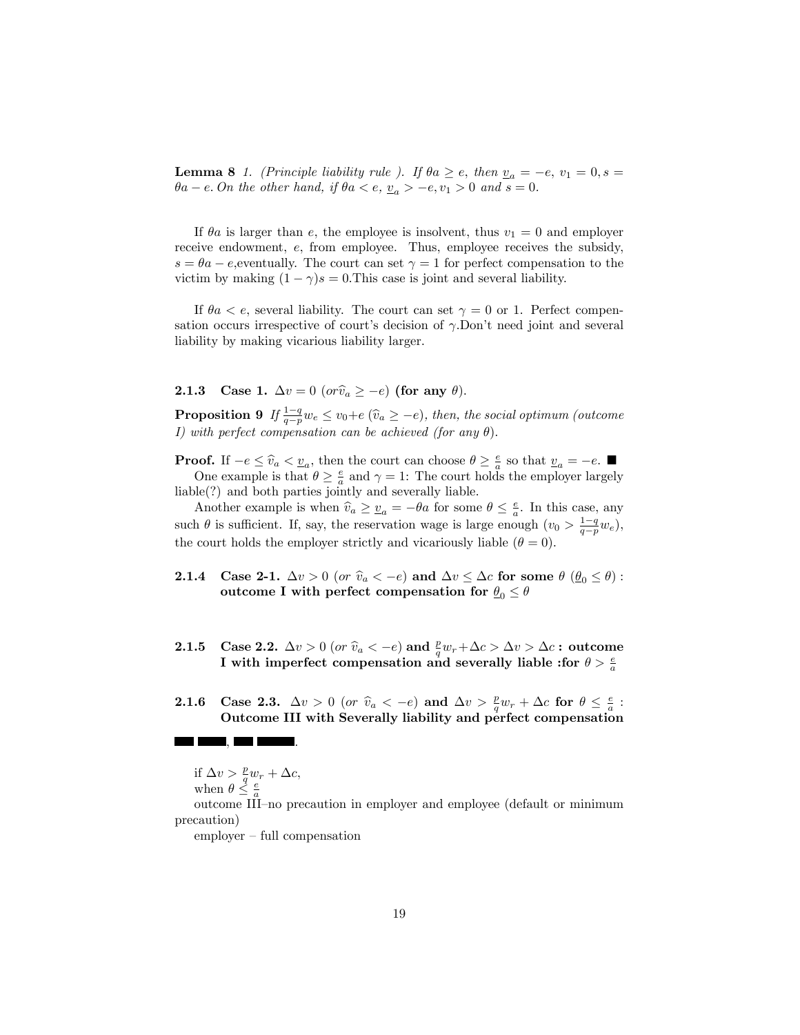**Lemma 8** *1. (Principle liability rule ). If $\theta a \geq e$, then $\underline{v}_a = -e$, $v_1 = 0, s = \theta a - e$. On the other hand, if $\theta a < e$, $\underline{v}_a > -e, v_1 > 0$ and $s = 0$.*

If $\theta a$ is larger than $e$, the employee is insolvent, thus $v_1 = 0$ and employer receive endowment, $e$, from employee. Thus, employee receives the subsidy, $s = \theta a - e$,eventually. The court can set $\gamma = 1$ for perfect compensation to the victim by making $(1 - \gamma)s = 0$.This case is joint and several liability.

If $\theta a < e$, several liability. The court can set $\gamma = 0$ or 1. Perfect compensation occurs irrespective of court's decision of $\gamma$.Don't need joint and several liability by making vicarious liability larger.

### 2.1.3 Case 1. $\Delta v = 0$ (or$\widehat{v}_a \geq -e$) (for any $\theta$).

**Proposition 9** *If $\frac{1-q}{q-p} w_e \leq v_0 + e$ ($\widehat{v}_a \geq -e$), then, the social optimum (outcome I) with perfect compensation can be achieved (for any $\theta$).*

**Proof.** If $-e \leq \widehat{v}_a < \underline{v}_a$, then the court can choose $\theta \geq \frac{e}{a}$ so that $\underline{v}_a = -e$. ■

One example is that $\theta \geq \frac{e}{a}$ and $\gamma = 1$: The court holds the employer largely liable(?) and both parties jointly and severally liable.

Another example is when $\widehat{v}_a \geq \underline{v}_a = -\theta a$ for some $\theta \leq \frac{e}{a}$. In this case, any such $\theta$ is sufficient. If, say, the reservation wage is large enough ($v_0 > \frac{1-q}{q-p} w_e$), the court holds the employer strictly and vicariously liable ($\theta = 0$).

### 2.1.4 Case 2-1. $\Delta v > 0$ (or $\widehat{v}_a < -e$) and $\Delta v \leq \Delta c$ for some $\theta$ ($\underline{\theta}_0 \leq \theta$) : outcome I with perfect compensation for $\underline{\theta}_0 \leq \theta$

### 2.1.5 Case 2.2. $\Delta v > 0$ (or $\widehat{v}_a < -e$) and $\frac{p}{q} w_r + \Delta c > \Delta v > \Delta c$ : outcome I with imperfect compensation and severally liable :for $\theta > \frac{e}{a}$

### 2.1.6 Case 2.3. $\Delta v > 0$ (or $\widehat{v}_a < -e$) and $\Delta v > \frac{p}{q} w_r + \Delta c$ for $\theta \leq \frac{e}{a}$ : Outcome III with Severally liability and perfect compensation

■■ ■■■, ■■ ■■■■.

if $\Delta v > \frac{p}{q} w_r + \Delta c$,
when $\theta \leq \frac{e}{a}$
outcome III–no precaution in employer and employee (default or minimum precaution)
employer – full compensation